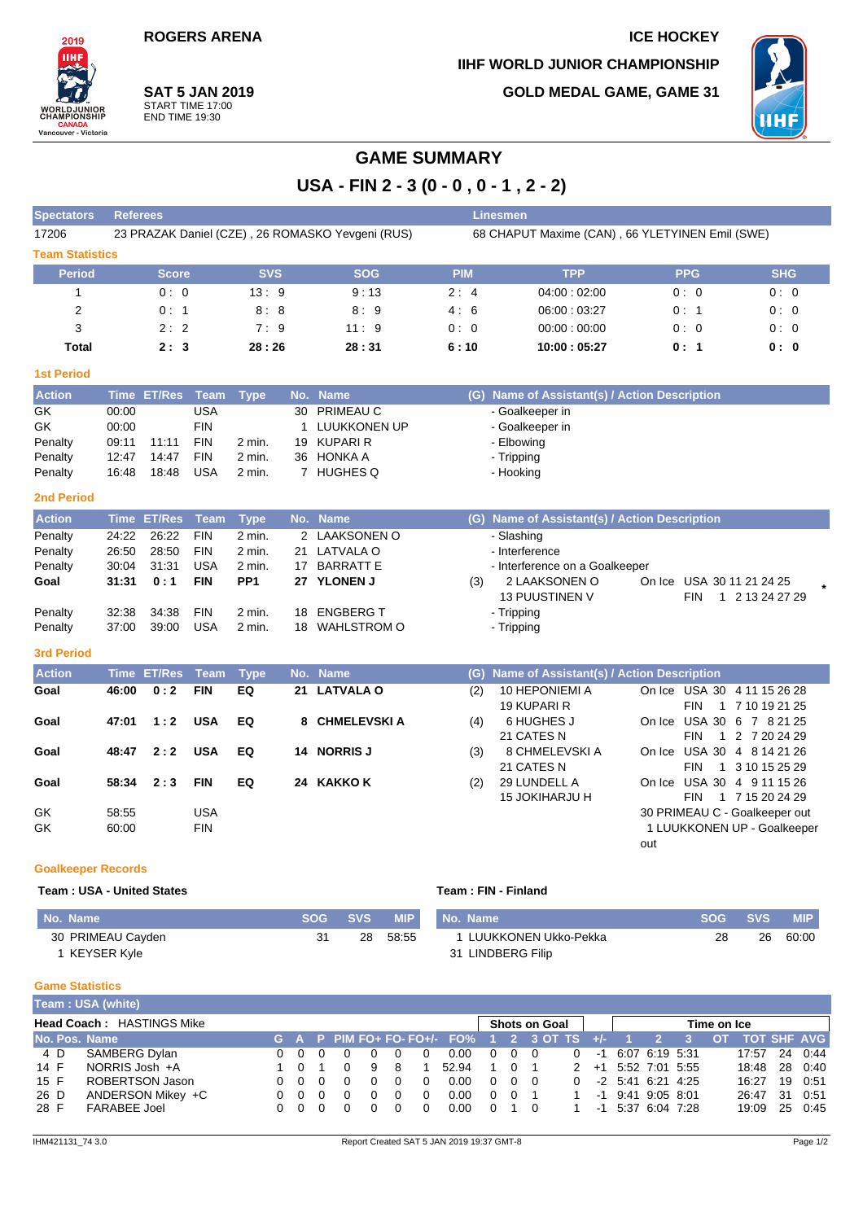ROGERS ARENA

ICE HOCKEY

IIHF WORLD JUNIOR CHAMPIONSHIP

**SAT 5 JAN 2019**
START TIME 17:00
END TIME 19:30

GOLD MEDAL GAME, GAME 31

# GAME SUMMARY

## USA - FIN 2 - 3 (0 - 0 , 0 - 1 , 2 - 2)

| Spectators | Referees | Linesmen |
|---|---|---|
| 17206 | 23 PRAZAK Daniel (CZE) , 26 ROMASKO Yevgeni (RUS) | 68 CHAPUT Maxime (CAN) , 66 YLETYINEN Emil (SWE) |

### Team Statistics

| Period | Score | SVS | SOG | PIM | TPP | PPG | SHG |
|---|---|---|---|---|---|---|---|
| 1 | 0 : 0 | 13 : 9 | 9 : 13 | 2 : 4 | 04:00 : 02:00 | 0 : 0 | 0 : 0 |
| 2 | 0 : 1 | 8 : 8 | 8 : 9 | 4 : 6 | 06:00 : 03:27 | 0 : 1 | 0 : 0 |
| 3 | 2 : 2 | 7 : 9 | 11 : 9 | 0 : 0 | 00:00 : 00:00 | 0 : 0 | 0 : 0 |
| **Total** | **2 : 3** | **28 : 26** | **28 : 31** | **6 : 10** | **10:00 : 05:27** | **0 : 1** | **0 : 0** |

### 1st Period

| Action | Time | ET/Res | Team | Type | No. | Name | (G) | Name of Assistant(s) / Action Description |
|---|---|---|---|---|---|---|---|---|
| GK | 00:00 | | USA | | 30 | PRIMEAU C | | - Goalkeeper in |
| GK | 00:00 | | FIN | | 1 | LUUKKONEN UP | | - Goalkeeper in |
| Penalty | 09:11 | 11:11 | FIN | 2 min. | 19 | KUPARI R | | - Elbowing |
| Penalty | 12:47 | 14:47 | FIN | 2 min. | 36 | HONKA A | | - Tripping |
| Penalty | 16:48 | 18:48 | USA | 2 min. | 7 | HUGHES Q | | - Hooking |

### 2nd Period

| Action | Time | ET/Res | Team | Type | No. | Name | (G) | Name of Assistant(s) / Action Description | On Ice |
|---|---|---|---|---|---|---|---|---|---|
| Penalty | 24:22 | 26:22 | FIN | 2 min. | 2 | LAAKSONEN O | | - Slashing | |
| Penalty | 26:50 | 28:50 | FIN | 2 min. | 21 | LATVALA O | | - Interference | |
| Penalty | 30:04 | 31:31 | USA | 2 min. | 17 | BARRATT E | | - Interference on a Goalkeeper | |
| **Goal** | **31:31** | **0 : 1** | **FIN** | **PP1** | **27** | **YLONEN J** | (3) | 2 LAAKSONEN O, 13 PUUSTINEN V | USA 30 11 21 24 25; FIN 1 2 13 24 27 29 * |
| Penalty | 32:38 | 34:38 | FIN | 2 min. | 18 | ENGBERG T | | - Tripping | |
| Penalty | 37:00 | 39:00 | USA | 2 min. | 18 | WAHLSTROM O | | - Tripping | |

### 3rd Period

| Action | Time | ET/Res | Team | Type | No. | Name | (G) | Name of Assistant(s) / Action Description | On Ice |
|---|---|---|---|---|---|---|---|---|---|
| **Goal** | **46:00** | **0 : 2** | **FIN** | **EQ** | **21** | **LATVALA O** | (2) | 10 HEPONIEMI A, 19 KUPARI R | USA 30 4 11 15 26 28; FIN 1 7 10 19 21 25 |
| **Goal** | **47:01** | **1 : 2** | **USA** | **EQ** | **8** | **CHMELEVSKI A** | (4) | 6 HUGHES J, 21 CATES N | USA 30 6 7 8 21 25; FIN 1 2 7 20 24 29 |
| **Goal** | **48:47** | **2 : 2** | **USA** | **EQ** | **14** | **NORRIS J** | (3) | 8 CHMELEVSKI A, 21 CATES N | USA 30 4 8 14 21 26; FIN 1 3 10 15 25 29 |
| **Goal** | **58:34** | **2 : 3** | **FIN** | **EQ** | **24** | **KAKKO K** | (2) | 29 LUNDELL A, 15 JOKIHARJU H | USA 30 4 9 11 15 26; FIN 1 7 15 20 24 29 |
| GK | 58:55 | | USA | | | | | 30 PRIMEAU C - Goalkeeper out | |
| GK | 60:00 | | FIN | | | | | 1 LUUKKONEN UP - Goalkeeper out | |

### Goalkeeper Records

**Team : USA - United States**

| No. | Name | SOG | SVS | MIP |
|---|---|---|---|---|
| 30 | PRIMEAU Cayden | 31 | 28 | 58:55 |
| 1 | KEYSER Kyle | | | |

**Team : FIN - Finland**

| No. | Name | SOG | SVS | MIP |
|---|---|---|---|---|
| 1 | LUUKKONEN Ukko-Pekka | 28 | 26 | 60:00 |
| 31 | LINDBERG Filip | | | |

### Game Statistics

**Team : USA (white)**

**Head Coach :** HASTINGS Mike

| No. | Pos. | Name | G | A | P | PIM | FO+ | FO- | FO+/- | FO% | SOG 1 | SOG 2 | SOG 3 | SOG OT | SOG TS | +/- | TOI 1 | TOI 2 | TOI 3 | TOI OT | TOT | SHF | AVG |
|---|---|---|---|---|---|---|---|---|---|---|---|---|---|---|---|---|---|---|---|---|---|---|---|
| 4 | D | SAMBERG Dylan | 0 | 0 | 0 | 0 | 0 | 0 | 0 | 0.00 | 0 | 0 | 0 | | 0 | -1 | 6:07 | 6:19 | 5:31 | | 17:57 | 24 | 0:44 |
| 14 | F | NORRIS Josh +A | 1 | 0 | 1 | 0 | 9 | 8 | 1 | 52.94 | 1 | 0 | 1 | | 2 | +1 | 5:52 | 7:01 | 5:55 | | 18:48 | 28 | 0:40 |
| 15 | F | ROBERTSON Jason | 0 | 0 | 0 | 0 | 0 | 0 | 0 | 0.00 | 0 | 0 | 0 | | 0 | -2 | 5:41 | 6:21 | 4:25 | | 16:27 | 19 | 0:51 |
| 26 | D | ANDERSON Mikey +C | 0 | 0 | 0 | 0 | 0 | 0 | 0 | 0.00 | 0 | 0 | 1 | | 1 | -1 | 9:41 | 9:05 | 8:01 | | 26:47 | 31 | 0:51 |
| 28 | F | FARABEE Joel | 0 | 0 | 0 | 0 | 0 | 0 | 0 | 0.00 | 0 | 1 | 0 | | 1 | -1 | 5:37 | 6:04 | 7:28 | | 19:09 | 25 | 0:45 |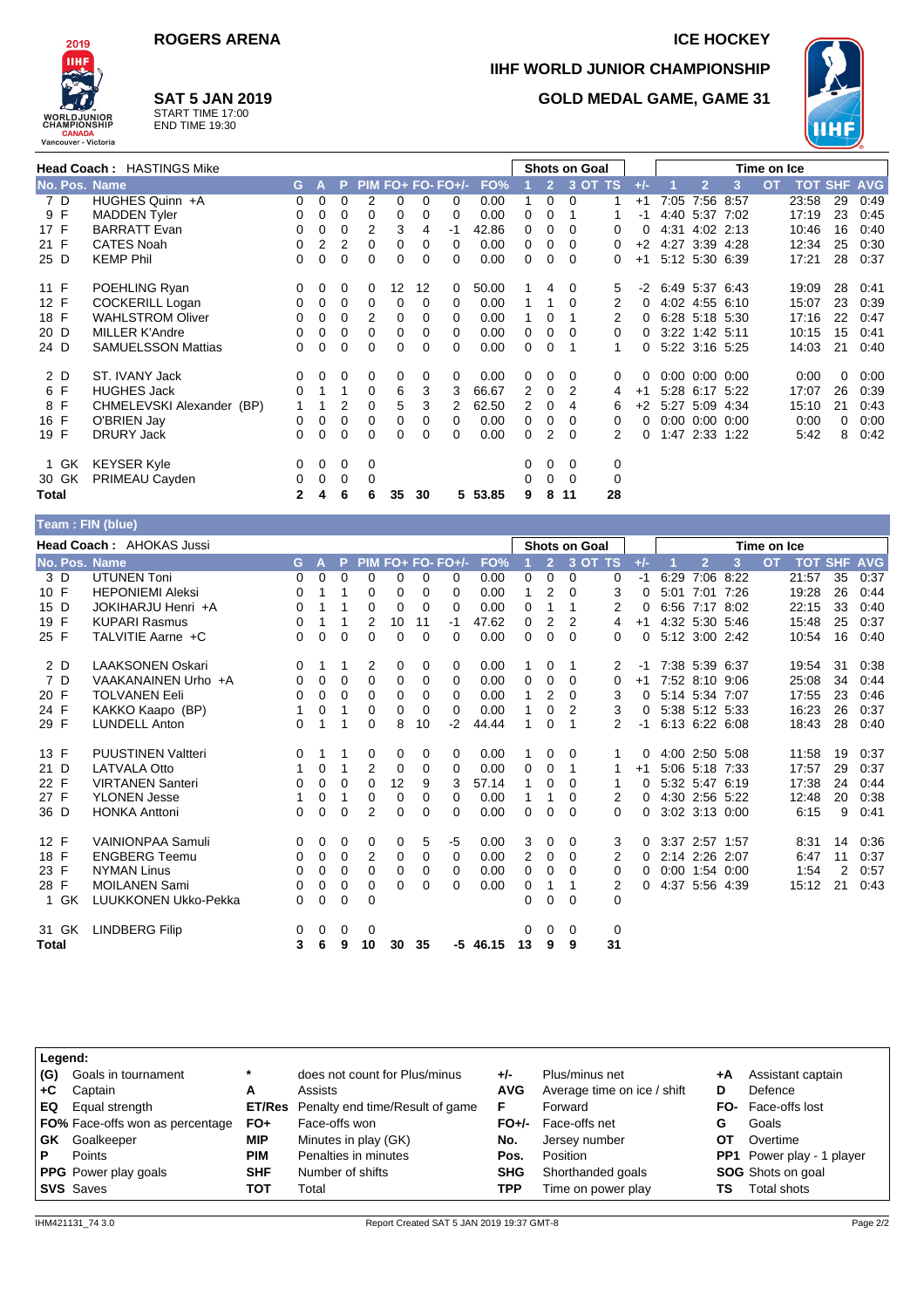# ROGERS ARENA

## ICE HOCKEY

## IIHF WORLD JUNIOR CHAMPIONSHIP

## GOLD MEDAL GAME, GAME 31

**SAT 5 JAN 2019**
START TIME 17:00
END TIME 19:30

**Head Coach :** HASTINGS Mike

| No. | Pos. | Name | G | A | P | PIM | FO+ | FO- | FO+/- | FO% | Shots on Goal 1 | 2 | 3 | OT | TS | +/- | Time on Ice 1 | 2 | 3 | OT | TOT | SHF | AVG |
|---|---|---|---|---|---|---|---|---|---|---|---|---|---|---|---|---|---|---|---|---|---|---|---|
| 7 | D | HUGHES Quinn +A | 0 | 0 | 0 | 2 | 0 | 0 | 0 | 0.00 | 1 | 0 | 0 | | 1 | +1 | 7:05 | 7:56 | 8:57 | | 23:58 | 29 | 0:49 |
| 9 | F | MADDEN Tyler | 0 | 0 | 0 | 0 | 0 | 0 | 0 | 0.00 | 0 | 0 | 1 | | 1 | -1 | 4:40 | 5:37 | 7:02 | | 17:19 | 23 | 0:45 |
| 17 | F | BARRATT Evan | 0 | 0 | 0 | 2 | 3 | 4 | -1 | 42.86 | 0 | 0 | 0 | | 0 | 0 | 4:31 | 4:02 | 2:13 | | 10:46 | 16 | 0:40 |
| 21 | F | CATES Noah | 0 | 2 | 2 | 0 | 0 | 0 | 0 | 0.00 | 0 | 0 | 0 | | 0 | +2 | 4:27 | 3:39 | 4:28 | | 12:34 | 25 | 0:30 |
| 25 | D | KEMP Phil | 0 | 0 | 0 | 0 | 0 | 0 | 0 | 0.00 | 0 | 0 | 0 | | 0 | +1 | 5:12 | 5:30 | 6:39 | | 17:21 | 28 | 0:37 |
| 11 | F | POEHLING Ryan | 0 | 0 | 0 | 0 | 12 | 12 | 0 | 50.00 | 1 | 4 | 0 | | 5 | -2 | 6:49 | 5:37 | 6:43 | | 19:09 | 28 | 0:41 |
| 12 | F | COCKERILL Logan | 0 | 0 | 0 | 0 | 0 | 0 | 0 | 0.00 | 1 | 1 | 0 | | 2 | 0 | 4:02 | 4:55 | 6:10 | | 15:07 | 23 | 0:39 |
| 18 | F | WAHLSTROM Oliver | 0 | 0 | 0 | 2 | 0 | 0 | 0 | 0.00 | 1 | 0 | 1 | | 2 | 0 | 6:28 | 5:18 | 5:30 | | 17:16 | 22 | 0:47 |
| 20 | D | MILLER K'Andre | 0 | 0 | 0 | 0 | 0 | 0 | 0 | 0.00 | 0 | 0 | 0 | | 0 | 0 | 3:22 | 1:42 | 5:11 | | 10:15 | 15 | 0:41 |
| 24 | D | SAMUELSSON Mattias | 0 | 0 | 0 | 0 | 0 | 0 | 0 | 0.00 | 0 | 0 | 1 | | 1 | 0 | 5:22 | 3:16 | 5:25 | | 14:03 | 21 | 0:40 |
| 2 | D | ST. IVANY Jack | 0 | 0 | 0 | 0 | 0 | 0 | 0 | 0.00 | 0 | 0 | 0 | | 0 | 0 | 0:00 | 0:00 | 0:00 | | 0:00 | 0 | 0:00 |
| 6 | F | HUGHES Jack | 0 | 1 | 1 | 0 | 6 | 3 | 3 | 66.67 | 2 | 0 | 2 | | 4 | +1 | 5:28 | 6:17 | 5:22 | | 17:07 | 26 | 0:39 |
| 8 | F | CHMELEVSKI Alexander (BP) | 1 | 1 | 2 | 0 | 5 | 3 | 2 | 62.50 | 2 | 0 | 4 | | 6 | +2 | 5:27 | 5:09 | 4:34 | | 15:10 | 21 | 0:43 |
| 16 | F | O'BRIEN Jay | 0 | 0 | 0 | 0 | 0 | 0 | 0 | 0.00 | 0 | 0 | 0 | | 0 | 0 | 0:00 | 0:00 | 0:00 | | 0:00 | 0 | 0:00 |
| 19 | F | DRURY Jack | 0 | 0 | 0 | 0 | 0 | 0 | 0 | 0.00 | 0 | 2 | 0 | | 2 | 0 | 1:47 | 2:33 | 1:22 | | 5:42 | 8 | 0:42 |
| 1 | GK | KEYSER Kyle | 0 | 0 | 0 | 0 | | | | | 0 | 0 | 0 | | 0 | | | | | | | | |
| 30 | GK | PRIMEAU Cayden | 0 | 0 | 0 | 0 | | | | | 0 | 0 | 0 | | 0 | | | | | | | | |
| **Total** | | | **2** | **4** | **6** | **6** | **35** | **30** | **5** | **53.85** | **9** | **8** | **11** | | **28** | | | | | | | | |

## Team : FIN (blue)

**Head Coach :** AHOKAS Jussi

| No. | Pos. | Name | G | A | P | PIM | FO+ | FO- | FO+/- | FO% | Shots on Goal 1 | 2 | 3 | OT | TS | +/- | Time on Ice 1 | 2 | 3 | OT | TOT | SHF | AVG |
|---|---|---|---|---|---|---|---|---|---|---|---|---|---|---|---|---|---|---|---|---|---|---|---|
| 3 | D | UTUNEN Toni | 0 | 0 | 0 | 0 | 0 | 0 | 0 | 0.00 | 0 | 0 | 0 | | 0 | -1 | 6:29 | 7:06 | 8:22 | | 21:57 | 35 | 0:37 |
| 10 | F | HEPONIEMI Aleksi | 0 | 1 | 1 | 0 | 0 | 0 | 0 | 0.00 | 1 | 2 | 0 | | 3 | 0 | 5:01 | 7:01 | 7:26 | | 19:28 | 26 | 0:44 |
| 15 | D | JOKIHARJU Henri +A | 0 | 1 | 1 | 0 | 0 | 0 | 0 | 0.00 | 0 | 1 | 1 | | 2 | 0 | 6:56 | 7:17 | 8:02 | | 22:15 | 33 | 0:40 |
| 19 | F | KUPARI Rasmus | 0 | 1 | 1 | 2 | 10 | 11 | -1 | 47.62 | 0 | 2 | 2 | | 4 | +1 | 4:32 | 5:30 | 5:46 | | 15:48 | 25 | 0:37 |
| 25 | F | TALVITIE Aarne +C | 0 | 0 | 0 | 0 | 0 | 0 | 0 | 0.00 | 0 | 0 | 0 | | 0 | 0 | 5:12 | 3:00 | 2:42 | | 10:54 | 16 | 0:40 |
| 2 | D | LAAKSONEN Oskari | 0 | 1 | 1 | 2 | 0 | 0 | 0 | 0.00 | 1 | 0 | 1 | | 2 | -1 | 7:38 | 5:39 | 6:37 | | 19:54 | 31 | 0:38 |
| 7 | D | VAAKANAINEN Urho +A | 0 | 0 | 0 | 0 | 0 | 0 | 0 | 0.00 | 0 | 0 | 0 | | 0 | +1 | 7:52 | 8:10 | 9:06 | | 25:08 | 34 | 0:44 |
| 20 | F | TOLVANEN Eeli | 0 | 0 | 0 | 0 | 0 | 0 | 0 | 0.00 | 1 | 2 | 0 | | 3 | 0 | 5:14 | 5:34 | 7:07 | | 17:55 | 23 | 0:46 |
| 24 | F | KAKKO Kaapo (BP) | 1 | 0 | 1 | 0 | 0 | 0 | 0 | 0.00 | 1 | 0 | 2 | | 3 | 0 | 5:38 | 5:12 | 5:33 | | 16:23 | 26 | 0:37 |
| 29 | F | LUNDELL Anton | 0 | 1 | 1 | 0 | 8 | 10 | -2 | 44.44 | 1 | 0 | 1 | | 2 | -1 | 6:13 | 6:22 | 6:08 | | 18:43 | 28 | 0:40 |
| 13 | F | PUUSTINEN Valtteri | 0 | 1 | 1 | 0 | 0 | 0 | 0 | 0.00 | 1 | 0 | 0 | | 1 | 0 | 4:00 | 2:50 | 5:08 | | 11:58 | 19 | 0:37 |
| 21 | D | LATVALA Otto | 1 | 0 | 1 | 2 | 0 | 0 | 0 | 0.00 | 0 | 0 | 1 | | 1 | +1 | 5:06 | 5:18 | 7:33 | | 17:57 | 29 | 0:37 |
| 22 | F | VIRTANEN Santeri | 0 | 0 | 0 | 0 | 12 | 9 | 3 | 57.14 | 1 | 0 | 0 | | 1 | 0 | 5:32 | 5:47 | 6:19 | | 17:38 | 24 | 0:44 |
| 27 | F | YLONEN Jesse | 1 | 0 | 1 | 0 | 0 | 0 | 0 | 0.00 | 1 | 1 | 0 | | 2 | 0 | 4:30 | 2:56 | 5:22 | | 12:48 | 20 | 0:38 |
| 36 | D | HONKA Anttoni | 0 | 0 | 0 | 2 | 0 | 0 | 0 | 0.00 | 0 | 0 | 0 | | 0 | 0 | 3:02 | 3:13 | 0:00 | | 6:15 | 9 | 0:41 |
| 12 | F | VAINIONPAA Samuli | 0 | 0 | 0 | 0 | 0 | 5 | -5 | 0.00 | 3 | 0 | 0 | | 3 | 0 | 3:37 | 2:57 | 1:57 | | 8:31 | 14 | 0:36 |
| 18 | F | ENGBERG Teemu | 0 | 0 | 0 | 2 | 0 | 0 | 0 | 0.00 | 2 | 0 | 0 | | 2 | 0 | 2:14 | 2:26 | 2:07 | | 6:47 | 11 | 0:37 |
| 23 | F | NYMAN Linus | 0 | 0 | 0 | 0 | 0 | 0 | 0 | 0.00 | 0 | 0 | 0 | | 0 | 0 | 0:00 | 1:54 | 0:00 | | 1:54 | 2 | 0:57 |
| 28 | F | MOILANEN Sami | 0 | 0 | 0 | 0 | 0 | 0 | 0 | 0.00 | 0 | 1 | 1 | | 2 | 0 | 4:37 | 5:56 | 4:39 | | 15:12 | 21 | 0:43 |
| 1 | GK | LUUKKONEN Ukko-Pekka | 0 | 0 | 0 | 0 | | | | | 0 | 0 | 0 | | 0 | | | | | | | | |
| 31 | GK | LINDBERG Filip | 0 | 0 | 0 | 0 | | | | | 0 | 0 | 0 | | 0 | | | | | | | | |
| **Total** | | | **3** | **6** | **9** | **10** | **30** | **35** | **-5** | **46.15** | **13** | **9** | **9** | | **31** | | | | | | | | |

**Legend:**

| | | | | | | | |
|---|---|---|---|---|---|---|---|
| (G) | Goals in tournament | * | does not count for Plus/minus | +/- | Plus/minus net | +A | Assistant captain |
| +C | Captain | A | Assists | AVG | Average time on ice / shift | D | Defence |
| EQ | Equal strength | ET/Res | Penalty end time/Result of game | F | Forward | FO- | Face-offs lost |
| FO% | Face-offs won as percentage | FO+ | Face-offs won | FO+/- | Face-offs net | G | Goals |
| GK | Goalkeeper | MIP | Minutes in play (GK) | No. | Jersey number | OT | Overtime |
| P | Points | PIM | Penalties in minutes | Pos. | Position | PP1 | Power play - 1 player |
| PPG | Power play goals | SHF | Number of shifts | SHG | Shorthanded goals | SOG | Shots on goal |
| SVS | Saves | TOT | Total | TPP | Time on power play | TS | Total shots |

IHM421131_74 3.0 Report Created SAT 5 JAN 2019 19:37 GMT-8